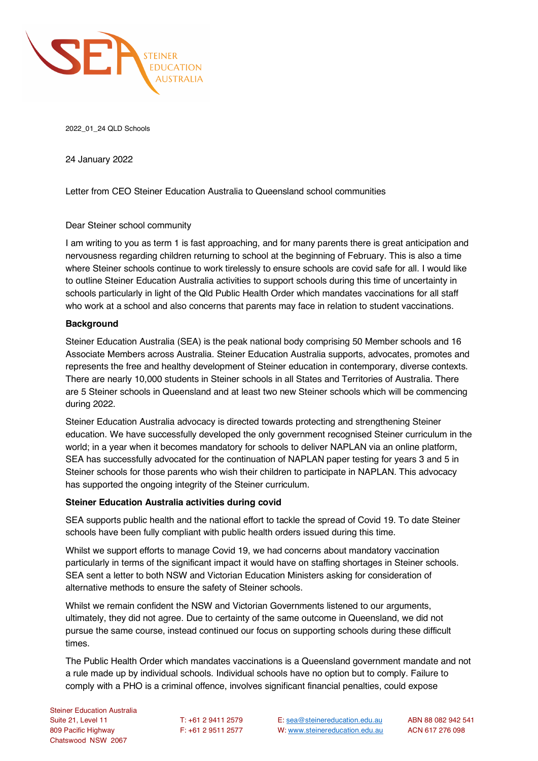2022_01_24 QLD Schools

24 January 2022

Letter from CEO Steiner Education Australia to Queensland school communities

Dear Steiner school community

I am writing to you as term 1 is fast approaching, and for many parents there is great anticipation and nervousness regarding children returning to school at the beginning of February. This is also a time where Steiner schools continue to work tirelessly to ensure schools are covid safe for all. I would like to outline Steiner Education Australia activities to support schools during this time of uncertainty in schools particularly in light of the Qld Public Health Order which mandates vaccinations for all staff who work at a school and also concerns that parents may face in relation to student vaccinations.

**Background**

Steiner Education Australia (SEA) is the peak national body comprising 50 Member schools and 16 Associate Members across Australia. Steiner Education Australia supports, advocates, promotes and represents the free and healthy development of Steiner education in contemporary, diverse contexts. There are nearly 10,000 students in Steiner schools in all States and Territories of Australia. There are 5 Steiner schools in Queensland and at least two new Steiner schools which will be commencing during 2022.

Steiner Education Australia advocacy is directed towards protecting and strengthening Steiner education. We have successfully developed the only government recognised Steiner curriculum in the world; in a year when it becomes mandatory for schools to deliver NAPLAN via an online platform, SEA has successfully advocated for the continuation of NAPLAN paper testing for years 3 and 5 in Steiner schools for those parents who wish their children to participate in NAPLAN. This advocacy has supported the ongoing integrity of the Steiner curriculum.

**Steiner Education Australia activities during covid**

SEA supports public health and the national effort to tackle the spread of Covid 19. To date Steiner schools have been fully compliant with public health orders issued during this time.

Whilst we support efforts to manage Covid 19, we had concerns about mandatory vaccination particularly in terms of the significant impact it would have on staffing shortages in Steiner schools. SEA sent a letter to both NSW and Victorian Education Ministers asking for consideration of alternative methods to ensure the safety of Steiner schools.

Whilst we remain confident the NSW and Victorian Governments listened to our arguments, ultimately, they did not agree. Due to certainty of the same outcome in Queensland, we did not pursue the same course, instead continued our focus on supporting schools during these difficult times.

The Public Health Order which mandates vaccinations is a Queensland government mandate and not a rule made up by individual schools. Individual schools have no option but to comply. Failure to comply with a PHO is a criminal offence, involves significant financial penalties, could expose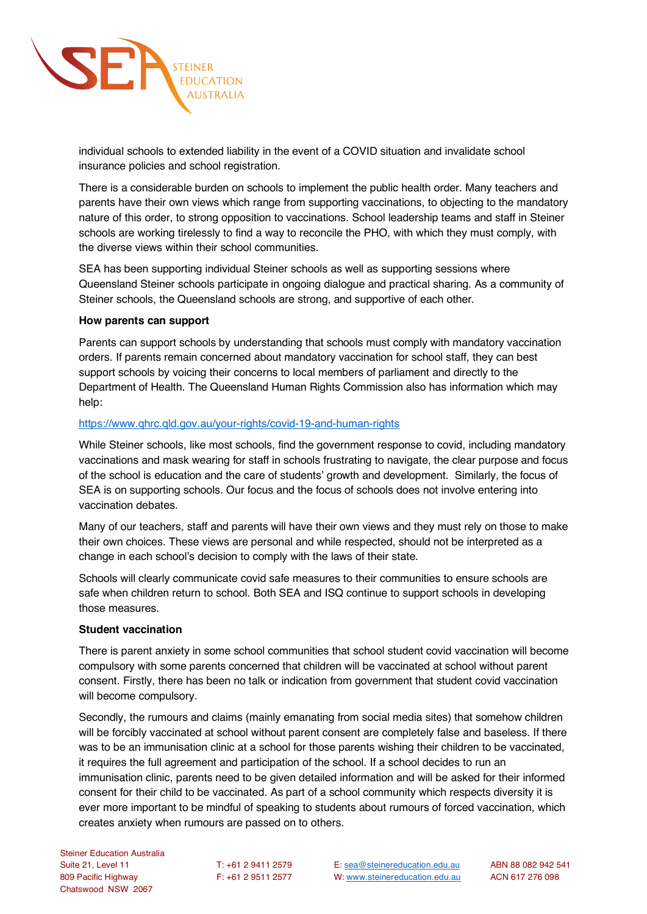individual schools to extended liability in the event of a COVID situation and invalidate school insurance policies and school registration.

There is a considerable burden on schools to implement the public health order. Many teachers and parents have their own views which range from supporting vaccinations, to objecting to the mandatory nature of this order, to strong opposition to vaccinations. School leadership teams and staff in Steiner schools are working tirelessly to find a way to reconcile the PHO, with which they must comply, with the diverse views within their school communities.

SEA has been supporting individual Steiner schools as well as supporting sessions where Queensland Steiner schools participate in ongoing dialogue and practical sharing. As a community of Steiner schools, the Queensland schools are strong, and supportive of each other.

**How parents can support**

Parents can support schools by understanding that schools must comply with mandatory vaccination orders. If parents remain concerned about mandatory vaccination for school staff, they can best support schools by voicing their concerns to local members of parliament and directly to the Department of Health. The Queensland Human Rights Commission also has information which may help:

https://www.qhrc.qld.gov.au/your-rights/covid-19-and-human-rights

While Steiner schools, like most schools, find the government response to covid, including mandatory vaccinations and mask wearing for staff in schools frustrating to navigate, the clear purpose and focus of the school is education and the care of students' growth and development. Similarly, the focus of SEA is on supporting schools. Our focus and the focus of schools does not involve entering into vaccination debates.

Many of our teachers, staff and parents will have their own views and they must rely on those to make their own choices. These views are personal and while respected, should not be interpreted as a change in each school's decision to comply with the laws of their state.

Schools will clearly communicate covid safe measures to their communities to ensure schools are safe when children return to school. Both SEA and ISQ continue to support schools in developing those measures.

**Student vaccination**

There is parent anxiety in some school communities that school student covid vaccination will become compulsory with some parents concerned that children will be vaccinated at school without parent consent. Firstly, there has been no talk or indication from government that student covid vaccination will become compulsory.

Secondly, the rumours and claims (mainly emanating from social media sites) that somehow children will be forcibly vaccinated at school without parent consent are completely false and baseless. If there was to be an immunisation clinic at a school for those parents wishing their children to be vaccinated, it requires the full agreement and participation of the school. If a school decides to run an immunisation clinic, parents need to be given detailed information and will be asked for their informed consent for their child to be vaccinated. As part of a school community which respects diversity it is ever more important to be mindful of speaking to students about rumours of forced vaccination, which creates anxiety when rumours are passed on to others.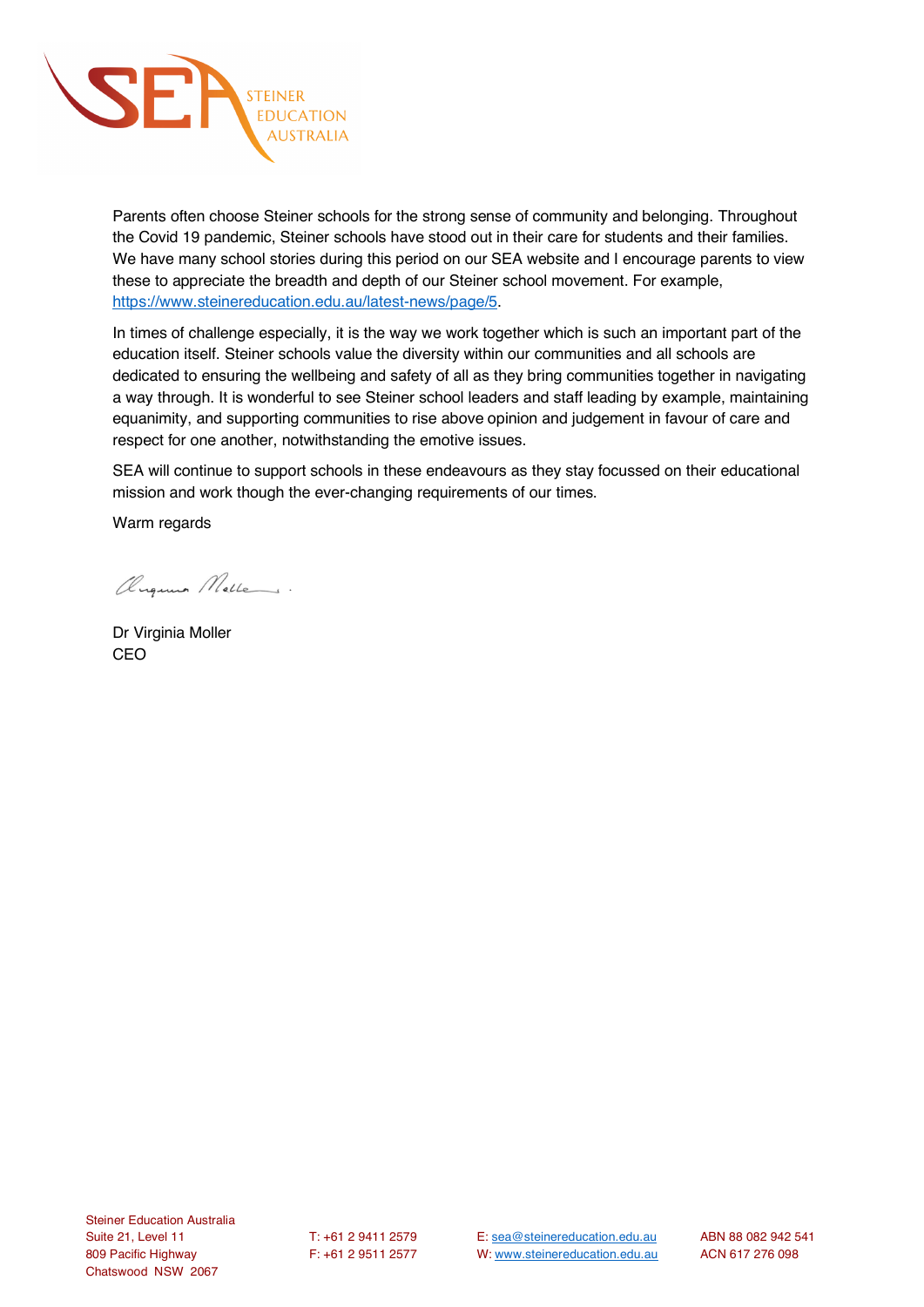Parents often choose Steiner schools for the strong sense of community and belonging. Throughout the Covid 19 pandemic, Steiner schools have stood out in their care for students and their families. We have many school stories during this period on our SEA website and I encourage parents to view these to appreciate the breadth and depth of our Steiner school movement. For example, https://www.steinereducation.edu.au/latest-news/page/5.

In times of challenge especially, it is the way we work together which is such an important part of the education itself. Steiner schools value the diversity within our communities and all schools are dedicated to ensuring the wellbeing and safety of all as they bring communities together in navigating a way through. It is wonderful to see Steiner school leaders and staff leading by example, maintaining equanimity, and supporting communities to rise above opinion and judgement in favour of care and respect for one another, notwithstanding the emotive issues.

SEA will continue to support schools in these endeavours as they stay focussed on their educational mission and work though the ever-changing requirements of our times.

Warm regards

Dr Virginia Moller
CEO

Steiner Education Australia
Suite 21, Level 11
809 Pacific Highway
Chatswood NSW 2067

T: +61 2 9411 2579
F: +61 2 9511 2577

E: sea@steinereducation.edu.au
W: www.steinereducation.edu.au

ABN 88 082 942 541
ACN 617 276 098